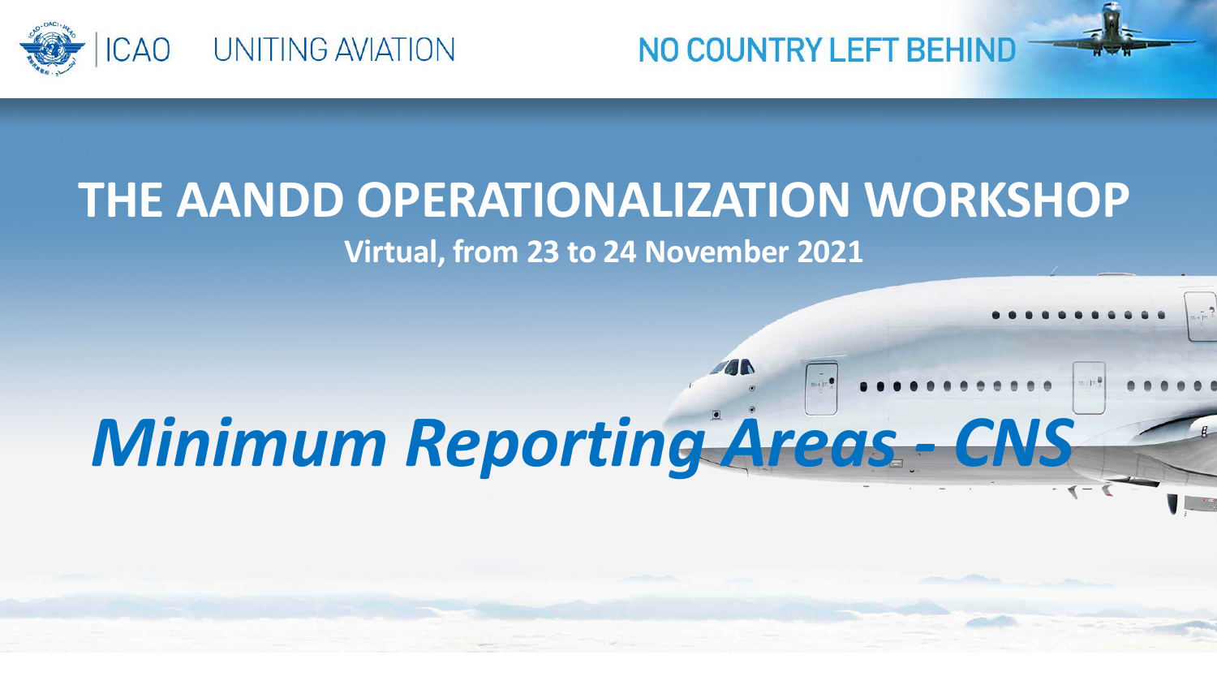ICAO UNITING AVIATION

NO COUNTRY LEFT BEHIND

# THE AANDD OPERATIONALIZATION WORKSHOP

**Virtual, from 23 to 24 November 2021**

# *Minimum Reporting Areas - CNS*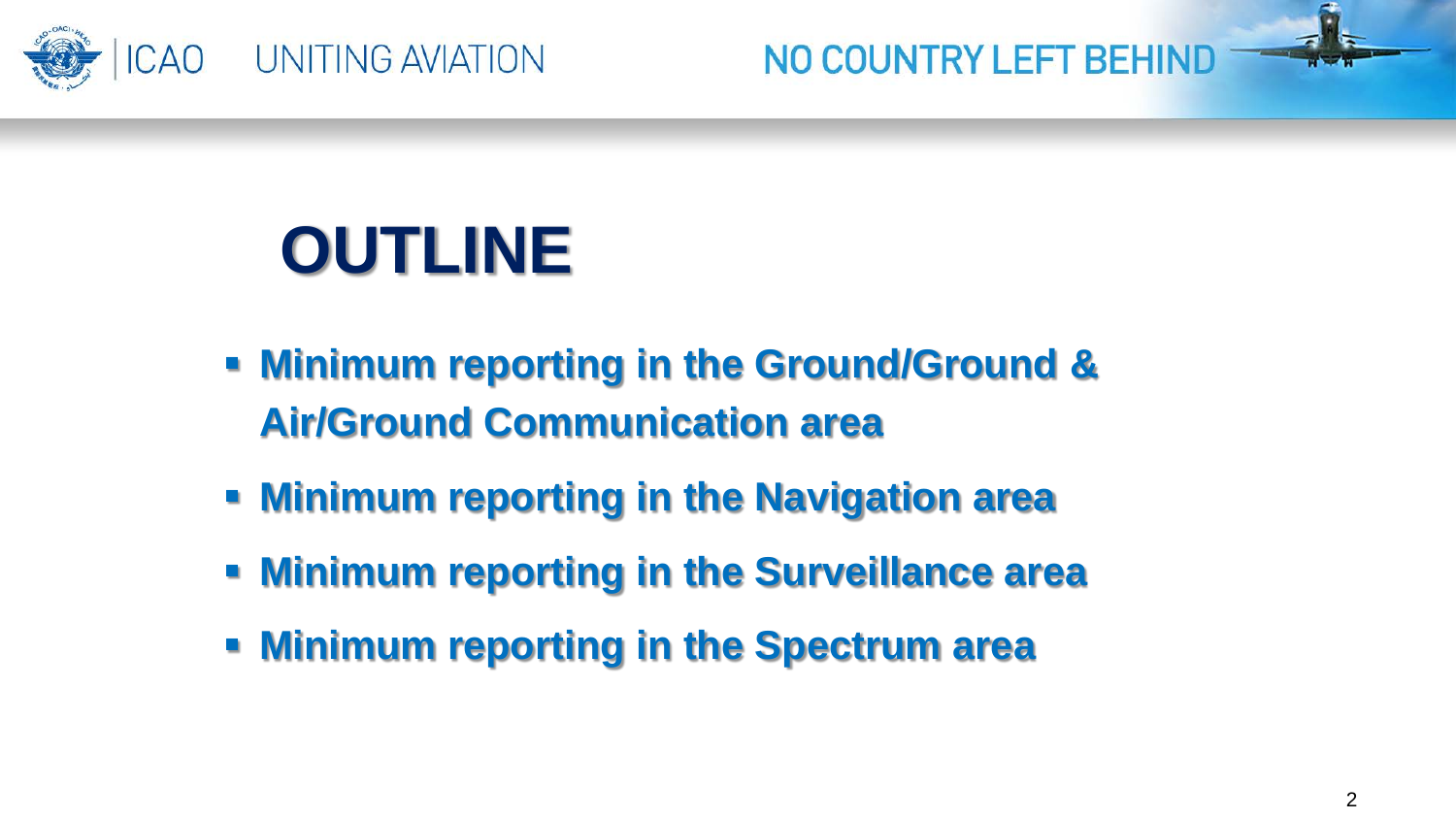# OUTLINE

- **Minimum reporting in the Ground/Ground & Air/Ground Communication area**
- **Minimum reporting in the Navigation area**
- **Minimum reporting in the Surveillance area**
- **Minimum reporting in the Spectrum area**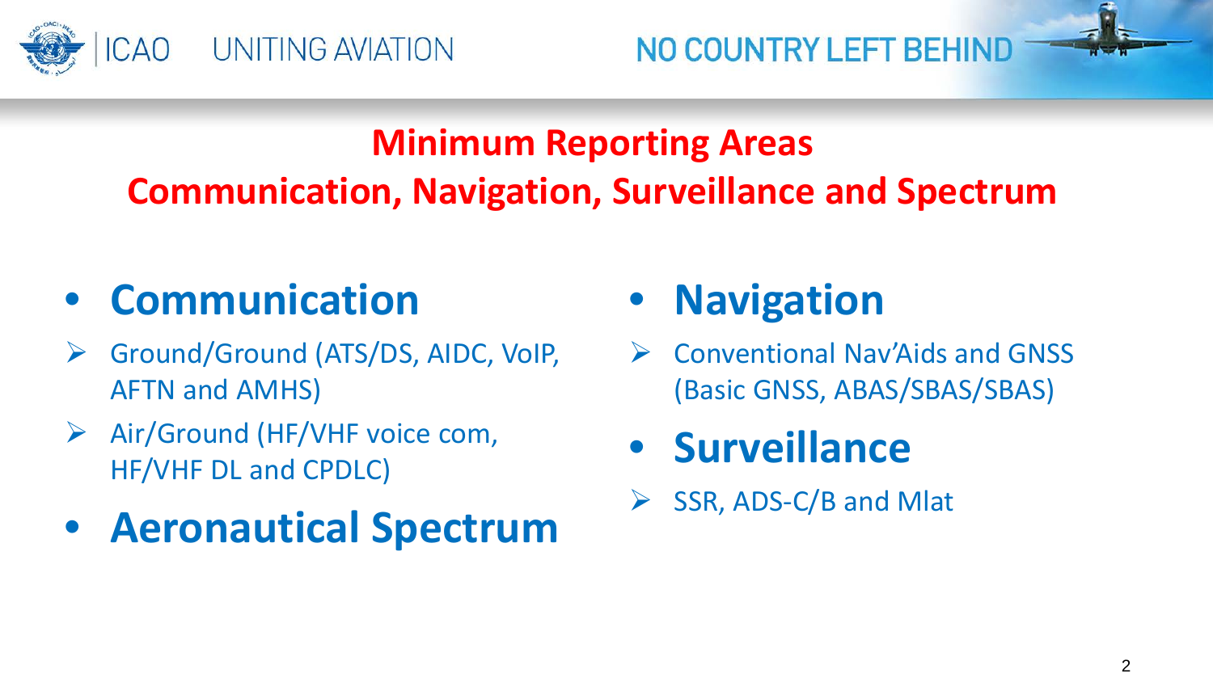# Minimum Reporting Areas
## Communication, Navigation, Surveillance and Spectrum

- **Communication**
  - Ground/Ground (ATS/DS, AIDC, VoIP, AFTN and AMHS)
  - Air/Ground (HF/VHF voice com, HF/VHF DL and CPDLC)
- **Aeronautical Spectrum**
- **Navigation**
  - Conventional Nav'Aids and GNSS (Basic GNSS, ABAS/SBAS/SBAS)
- **Surveillance**
  - SSR, ADS-C/B and Mlat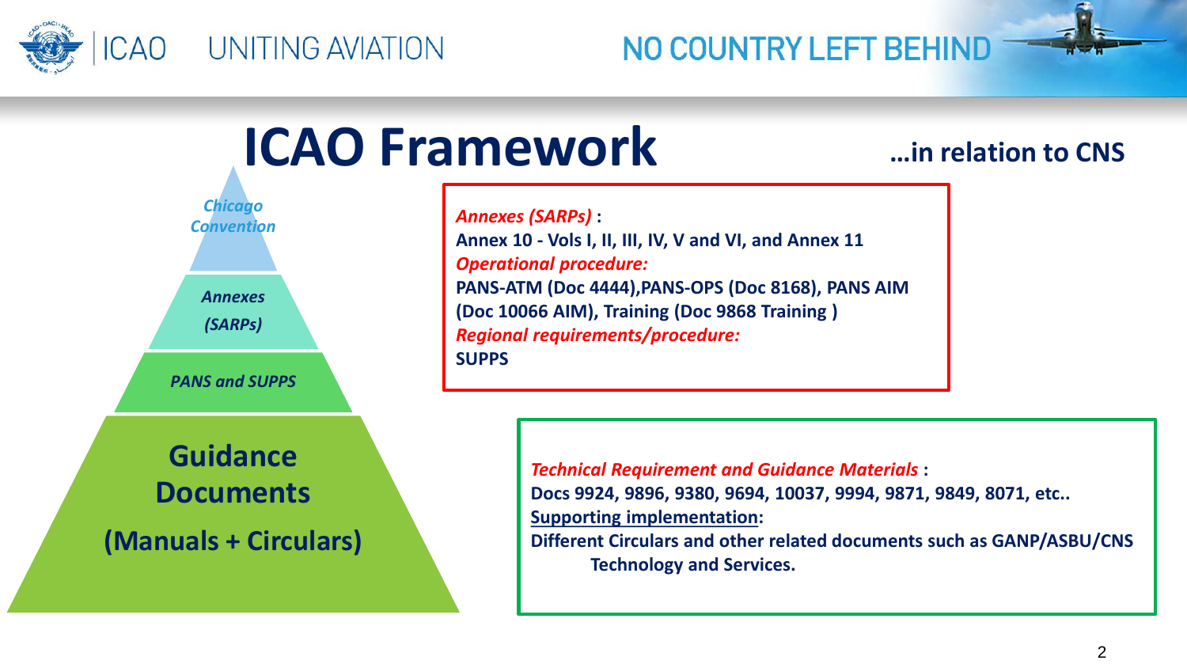# ICAO Framework

**…in relation to CNS**

- *Chicago Convention*
- *Annexes (SARPs)*
- *PANS and SUPPS*
- **Guidance Documents (Manuals + Circulars)**

***Annexes (SARPs)*** **:**
**Annex 10 - Vols I, II, III, IV, V and VI, and Annex 11**
***Operational procedure:***
**PANS-ATM (Doc 4444),PANS-OPS (Doc 8168), PANS AIM (Doc 10066 AIM), Training (Doc 9868 Training )**
***Regional requirements/procedure:***
**SUPPS**

***Technical Requirement and Guidance Materials*** **:**
**Docs 9924, 9896, 9380, 9694, 10037, 9994, 9871, 9849, 8071, etc..**
**Supporting implementation:**
**Different Circulars and other related documents such as GANP/ASBU/CNS Technology and Services.**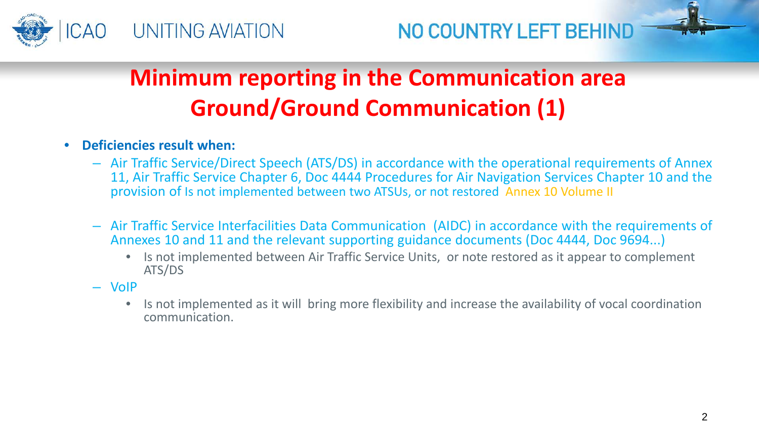# Minimum reporting in the Communication area Ground/Ground Communication (1)

- **Deficiencies result when:**
  - Air Traffic Service/Direct Speech (ATS/DS) in accordance with the operational requirements of Annex 11, Air Traffic Service Chapter 6, Doc 4444 Procedures for Air Navigation Services Chapter 10 and the provision of Is not implemented between two ATSUs, or not restored Annex 10 Volume II
  - Air Traffic Service Interfacilities Data Communication (AIDC) in accordance with the requirements of Annexes 10 and 11 and the relevant supporting guidance documents (Doc 4444, Doc 9694...)
    - Is not implemented between Air Traffic Service Units, or note restored as it appear to complement ATS/DS
  - VoIP
    - Is not implemented as it will bring more flexibility and increase the availability of vocal coordination communication.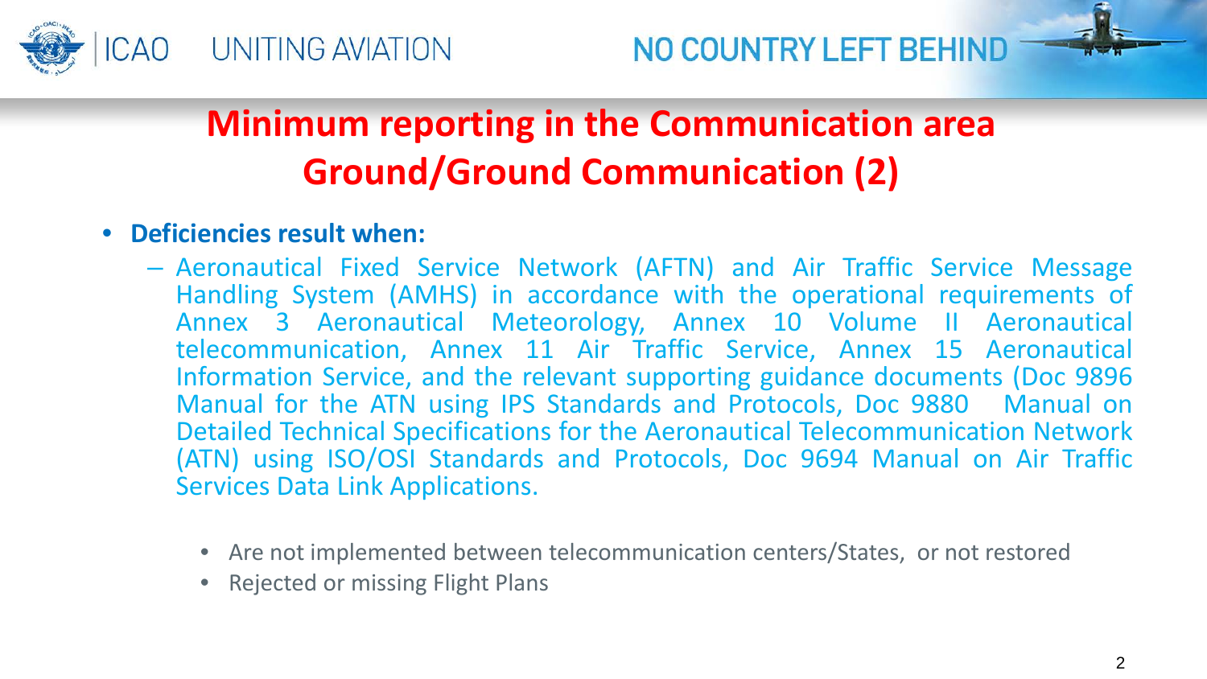# Minimum reporting in the Communication area Ground/Ground Communication (2)

- **Deficiencies result when:**
  - Aeronautical Fixed Service Network (AFTN) and Air Traffic Service Message Handling System (AMHS) in accordance with the operational requirements of Annex 3 Aeronautical Meteorology, Annex 10 Volume II Aeronautical telecommunication, Annex 11 Air Traffic Service, Annex 15 Aeronautical Information Service, and the relevant supporting guidance documents (Doc 9896 Manual for the ATN using IPS Standards and Protocols, Doc 9880 Manual on Detailed Technical Specifications for the Aeronautical Telecommunication Network (ATN) using ISO/OSI Standards and Protocols, Doc 9694 Manual on Air Traffic Services Data Link Applications.
    - Are not implemented between telecommunication centers/States, or not restored
    - Rejected or missing Flight Plans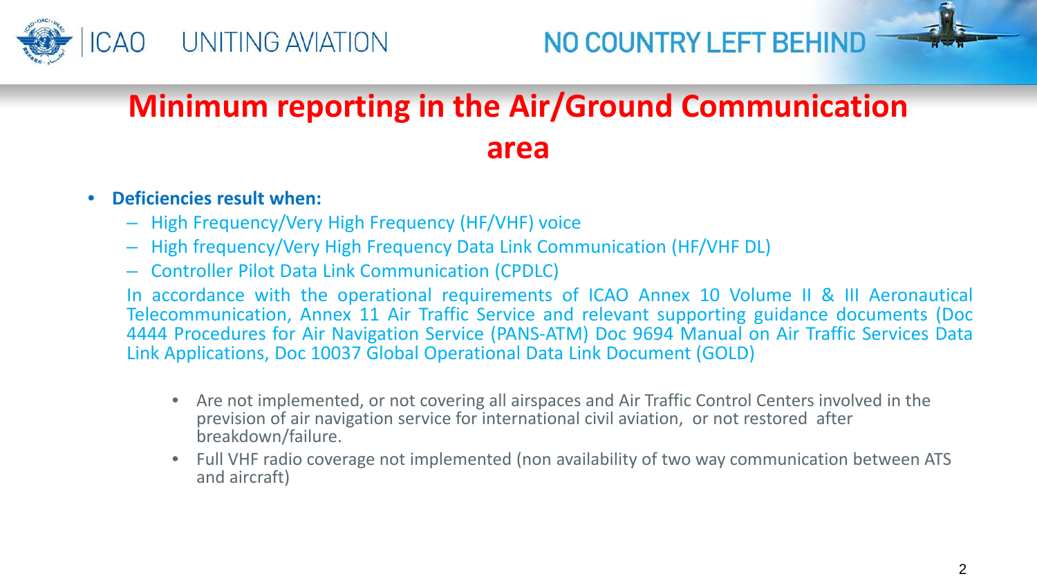# Minimum reporting in the Air/Ground Communication area

- **Deficiencies result when:**
  - High Frequency/Very High Frequency (HF/VHF) voice
  - High frequency/Very High Frequency Data Link Communication (HF/VHF DL)
  - Controller Pilot Data Link Communication (CPDLC)

  In accordance with the operational requirements of ICAO Annex 10 Volume II & III Aeronautical Telecommunication, Annex 11 Air Traffic Service and relevant supporting guidance documents (Doc 4444 Procedures for Air Navigation Service (PANS-ATM) Doc 9694 Manual on Air Traffic Services Data Link Applications, Doc 10037 Global Operational Data Link Document (GOLD)

  - Are not implemented, or not covering all airspaces and Air Traffic Control Centers involved in the prevision of air navigation service for international civil aviation, or not restored after breakdown/failure.
  - Full VHF radio coverage not implemented (non availability of two way communication between ATS and aircraft)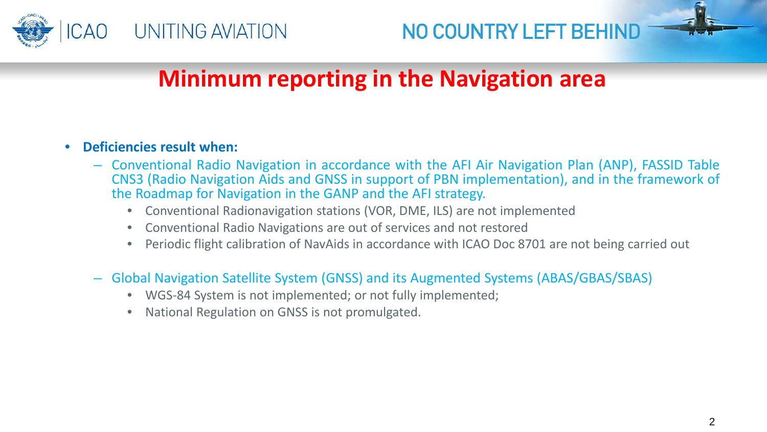# Minimum reporting in the Navigation area

- **Deficiencies result when:**
  - Conventional Radio Navigation in accordance with the AFI Air Navigation Plan (ANP), FASSID Table CNS3 (Radio Navigation Aids and GNSS in support of PBN implementation), and in the framework of the Roadmap for Navigation in the GANP and the AFI strategy.
    - Conventional Radionavigation stations (VOR, DME, ILS) are not implemented
    - Conventional Radio Navigations are out of services and not restored
    - Periodic flight calibration of NavAids in accordance with ICAO Doc 8701 are not being carried out
  - Global Navigation Satellite System (GNSS) and its Augmented Systems (ABAS/GBAS/SBAS)
    - WGS-84 System is not implemented; or not fully implemented;
    - National Regulation on GNSS is not promulgated.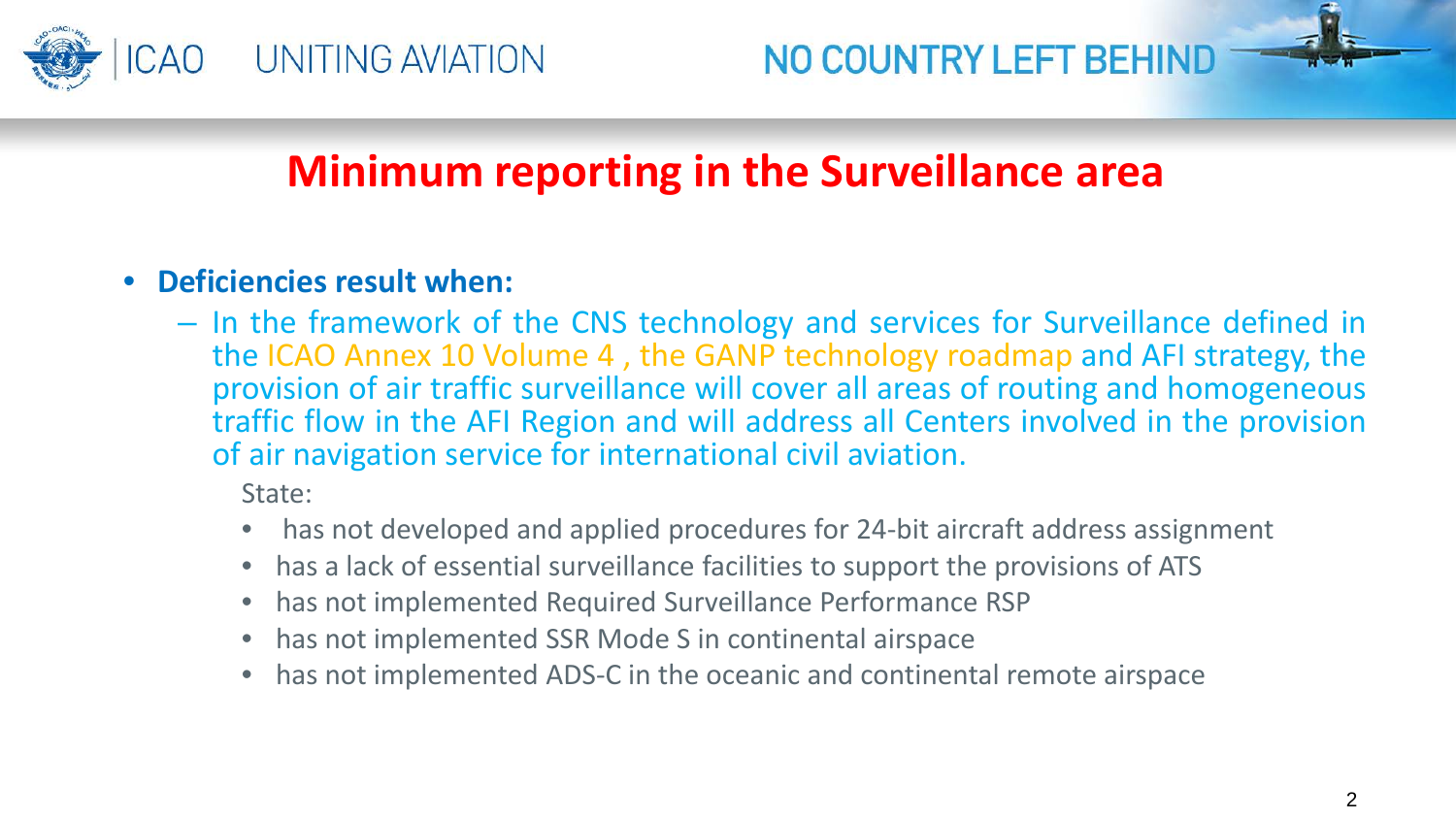# Minimum reporting in the Surveillance area

- **Deficiencies result when:**
  - In the framework of the CNS technology and services for Surveillance defined in the ICAO Annex 10 Volume 4 , the GANP technology roadmap and AFI strategy, the provision of air traffic surveillance will cover all areas of routing and homogeneous traffic flow in the AFI Region and will address all Centers involved in the provision of air navigation service for international civil aviation.

    State:

    - has not developed and applied procedures for 24-bit aircraft address assignment
    - has a lack of essential surveillance facilities to support the provisions of ATS
    - has not implemented Required Surveillance Performance RSP
    - has not implemented SSR Mode S in continental airspace
    - has not implemented ADS-C in the oceanic and continental remote airspace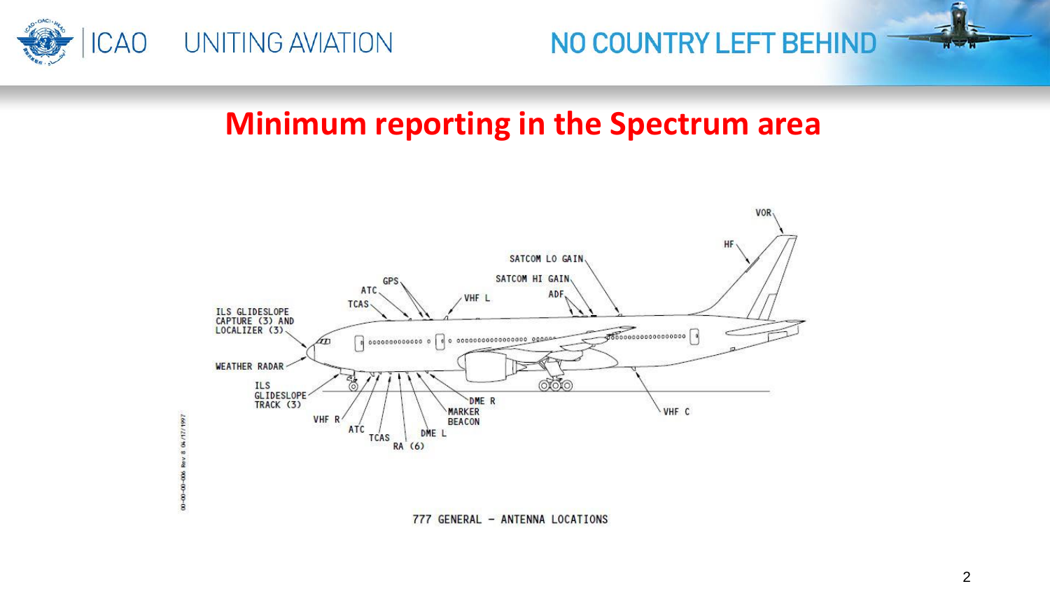## Minimum reporting in the Spectrum area

VOR

HF

SATCOM LO GAIN

SATCOM HI GAIN

ADF

GPS

ATC

TCAS

VHF L

ILS GLIDESLOPE CAPTURE (3) AND LOCALIZER (3)

WEATHER RADAR

ILS GLIDESLOPE TRACK (3)

VHF R

ATC

TCAS

RA (6)

DME L

MARKER BEACON

DME R

VHF C

777 GENERAL - ANTENNA LOCATIONS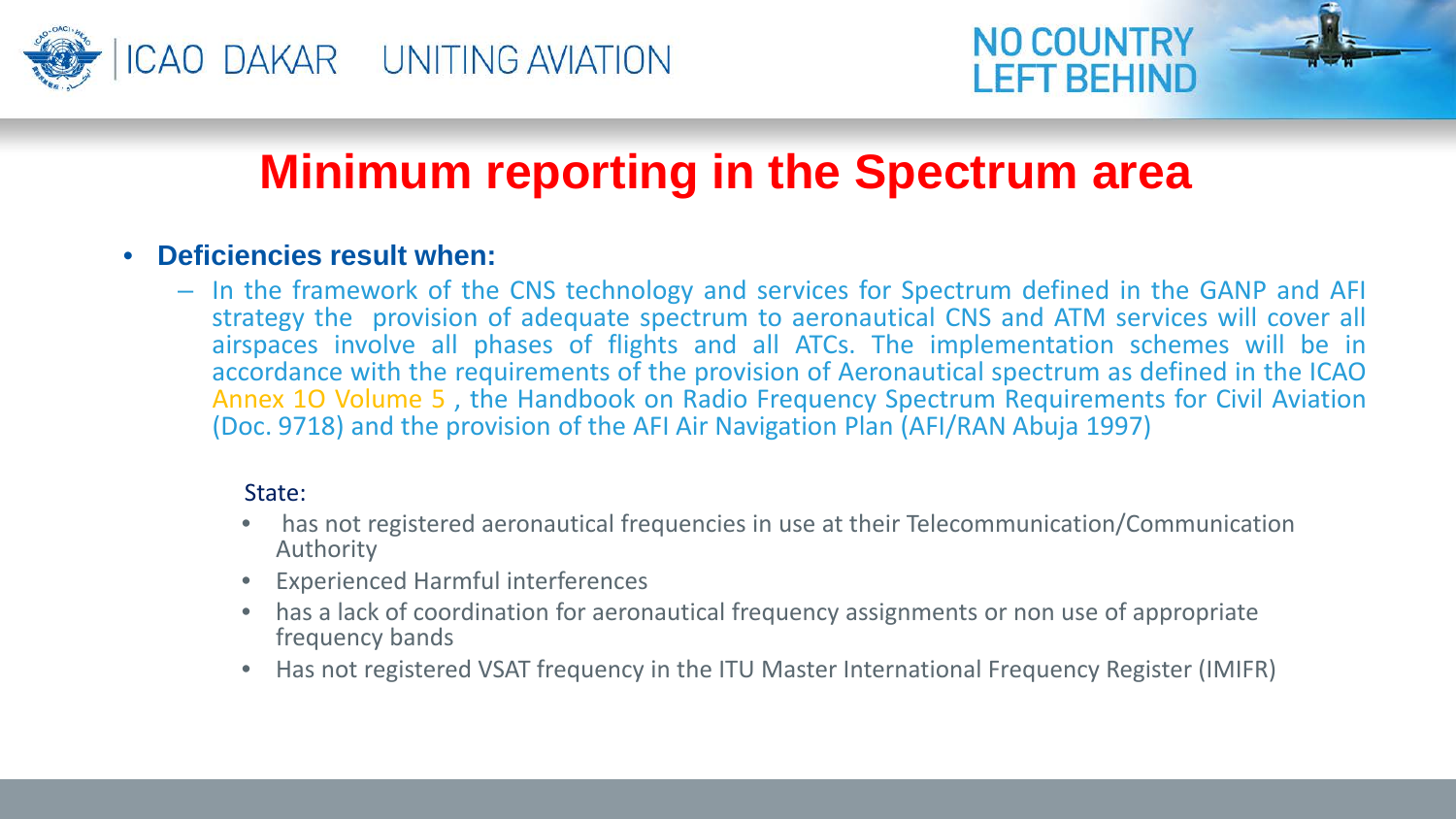# Minimum reporting in the Spectrum area

- **Deficiencies result when:**
  - In the framework of the CNS technology and services for Spectrum defined in the GANP and AFI strategy the provision of adequate spectrum to aeronautical CNS and ATM services will cover all airspaces involve all phases of flights and all ATCs. The implementation schemes will be in accordance with the requirements of the provision of Aeronautical spectrum as defined in the ICAO Annex 1O Volume 5 , the Handbook on Radio Frequency Spectrum Requirements for Civil Aviation (Doc. 9718) and the provision of the AFI Air Navigation Plan (AFI/RAN Abuja 1997)

  State:

  - has not registered aeronautical frequencies in use at their Telecommunication/Communication Authority
  - Experienced Harmful interferences
  - has a lack of coordination for aeronautical frequency assignments or non use of appropriate frequency bands
  - Has not registered VSAT frequency in the ITU Master International Frequency Register (IMIFR)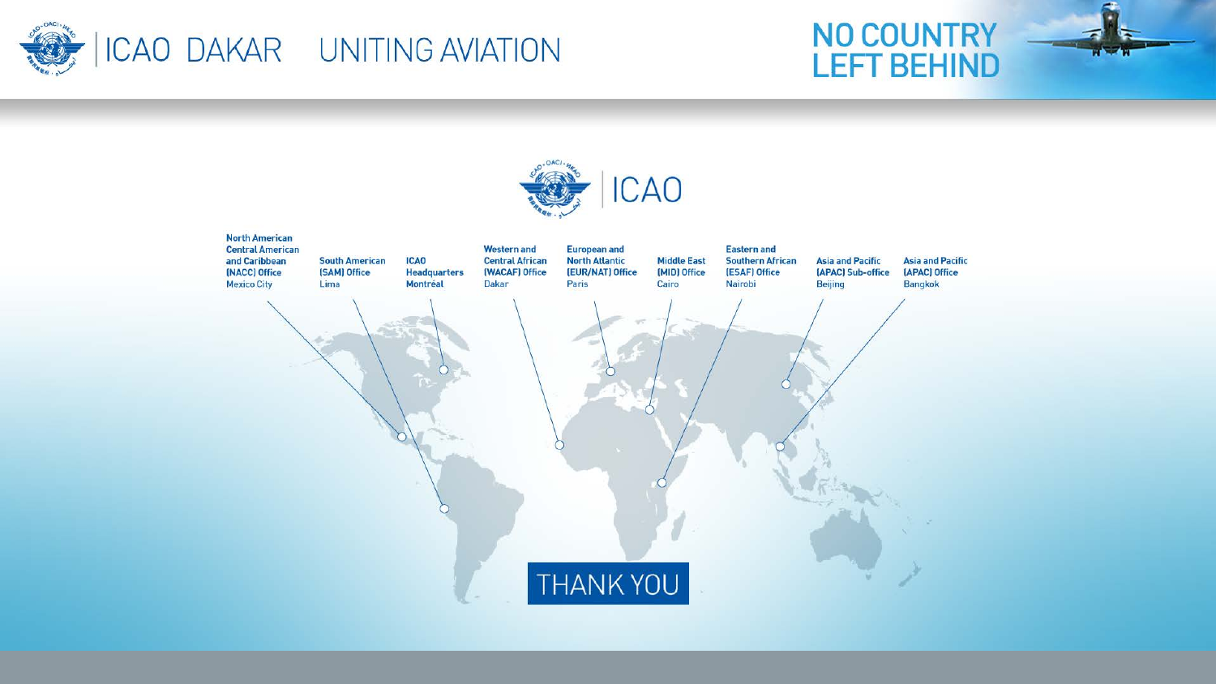ICAO DAKAR UNITING AVIATION

NO COUNTRY LEFT BEHIND

ICAO

North American Central American and Caribbean (NACC) Office
Mexico City

South American (SAM) Office
Lima

ICAO Headquarters
Montréal

Western and Central African (WACAF) Office
Dakar

European and North Atlantic (EUR/NAT) Office
Paris

Middle East (MID) Office
Cairo

Eastern and Southern African (ESAF) Office
Nairobi

Asia and Pacific (APAC) Sub-office
Beijing

Asia and Pacific (APAC) Office
Bangkok

THANK YOU